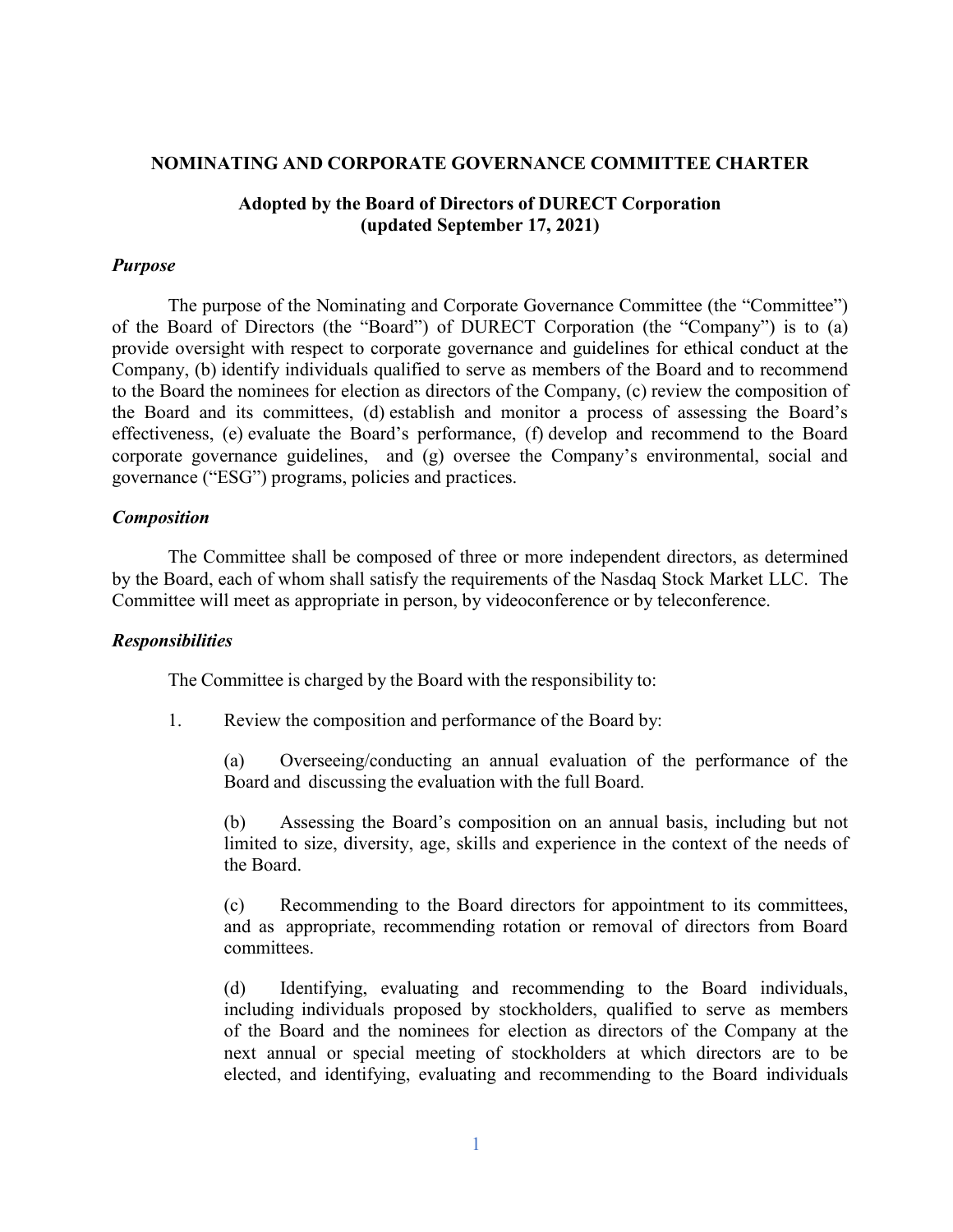# NOMINATING AND CORPORATE GOVERNANCE COMMITTEE CHARTER

## Adopted by the Board of Directors of DURECT Corporation (updated September 17, 2021)

### *Purpose*

The purpose of the Nominating and Corporate Governance Committee (the "Committee") of the Board of Directors (the "Board") of DURECT Corporation (the "Company") is to (a) provide oversight with respect to corporate governance and guidelines for ethical conduct at the Company, (b) identify individuals qualified to serve as members of the Board and to recommend to the Board the nominees for election as directors of the Company, (c) review the composition of the Board and its committees, (d) establish and monitor a process of assessing the Board's effectiveness, (e) evaluate the Board's performance, (f) develop and recommend to the Board corporate governance guidelines, and (g) oversee the Company's environmental, social and governance ("ESG") programs, policies and practices.

### *Composition*

The Committee shall be composed of three or more independent directors, as determined by the Board, each of whom shall satisfy the requirements of the Nasdaq Stock Market LLC. The Committee will meet as appropriate in person, by videoconference or by teleconference.

### *Responsibilities*

The Committee is charged by the Board with the responsibility to:

1. Review the composition and performance of the Board by:

   (a) Overseeing/conducting an annual evaluation of the performance of the Board and discussing the evaluation with the full Board.

   (b) Assessing the Board's composition on an annual basis, including but not limited to size, diversity, age, skills and experience in the context of the needs of the Board.

   (c) Recommending to the Board directors for appointment to its committees, and as appropriate, recommending rotation or removal of directors from Board committees.

   (d) Identifying, evaluating and recommending to the Board individuals, including individuals proposed by stockholders, qualified to serve as members of the Board and the nominees for election as directors of the Company at the next annual or special meeting of stockholders at which directors are to be elected, and identifying, evaluating and recommending to the Board individuals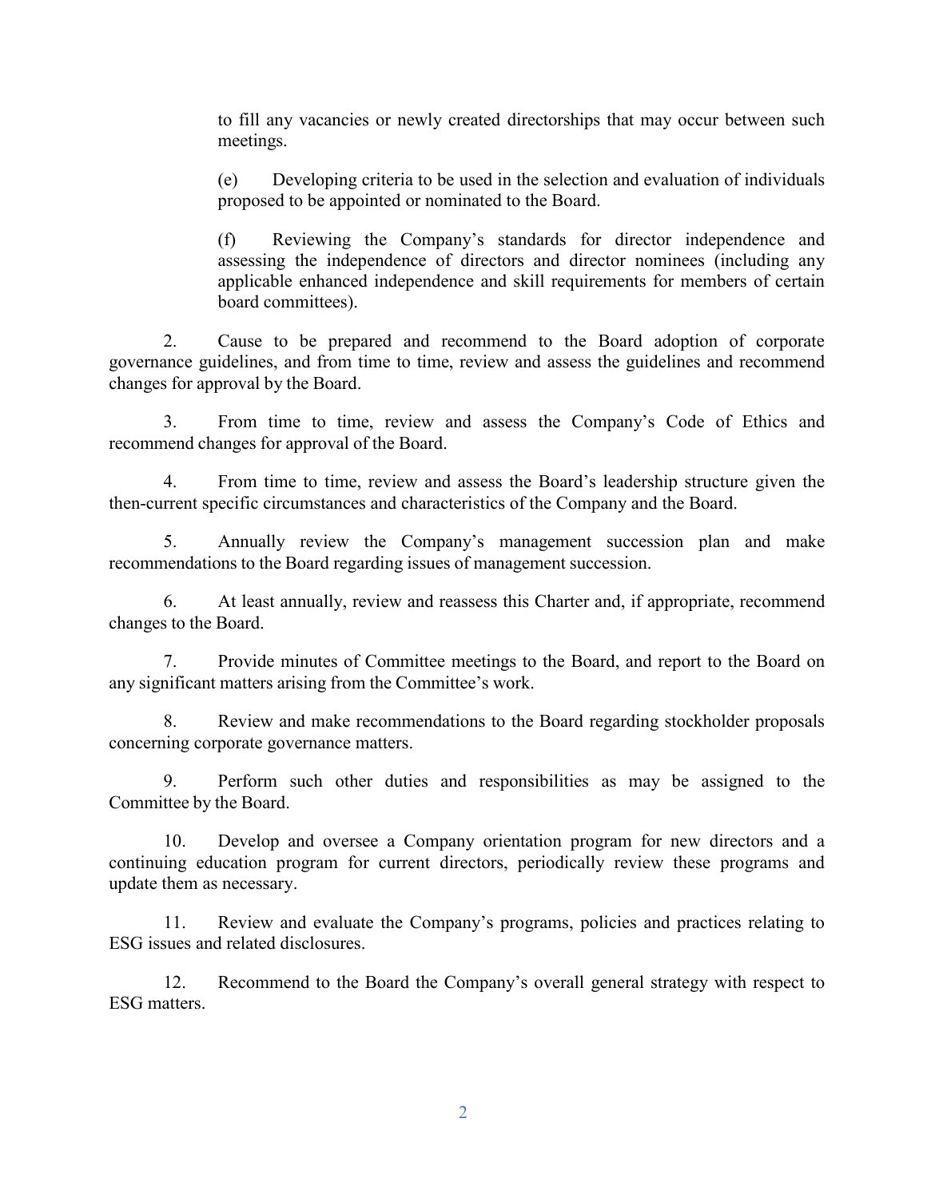to fill any vacancies or newly created directorships that may occur between such meetings.

(e) Developing criteria to be used in the selection and evaluation of individuals proposed to be appointed or nominated to the Board.

(f) Reviewing the Company's standards for director independence and assessing the independence of directors and director nominees (including any applicable enhanced independence and skill requirements for members of certain board committees).

2. Cause to be prepared and recommend to the Board adoption of corporate governance guidelines, and from time to time, review and assess the guidelines and recommend changes for approval by the Board.

3. From time to time, review and assess the Company's Code of Ethics and recommend changes for approval of the Board.

4. From time to time, review and assess the Board's leadership structure given the then-current specific circumstances and characteristics of the Company and the Board.

5. Annually review the Company's management succession plan and make recommendations to the Board regarding issues of management succession.

6. At least annually, review and reassess this Charter and, if appropriate, recommend changes to the Board.

7. Provide minutes of Committee meetings to the Board, and report to the Board on any significant matters arising from the Committee's work.

8. Review and make recommendations to the Board regarding stockholder proposals concerning corporate governance matters.

9. Perform such other duties and responsibilities as may be assigned to the Committee by the Board.

10. Develop and oversee a Company orientation program for new directors and a continuing education program for current directors, periodically review these programs and update them as necessary.

11. Review and evaluate the Company's programs, policies and practices relating to ESG issues and related disclosures.

12. Recommend to the Board the Company's overall general strategy with respect to ESG matters.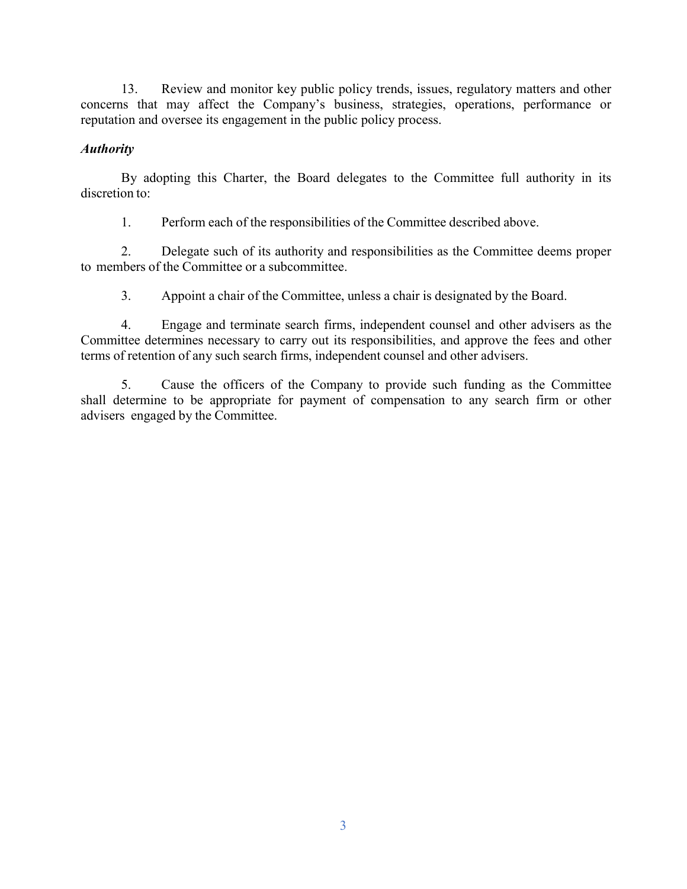13. Review and monitor key public policy trends, issues, regulatory matters and other concerns that may affect the Company's business, strategies, operations, performance or reputation and oversee its engagement in the public policy process.

***Authority***

By adopting this Charter, the Board delegates to the Committee full authority in its discretion to:

1. Perform each of the responsibilities of the Committee described above.

2. Delegate such of its authority and responsibilities as the Committee deems proper to members of the Committee or a subcommittee.

3. Appoint a chair of the Committee, unless a chair is designated by the Board.

4. Engage and terminate search firms, independent counsel and other advisers as the Committee determines necessary to carry out its responsibilities, and approve the fees and other terms of retention of any such search firms, independent counsel and other advisers.

5. Cause the officers of the Company to provide such funding as the Committee shall determine to be appropriate for payment of compensation to any search firm or other advisers engaged by the Committee.